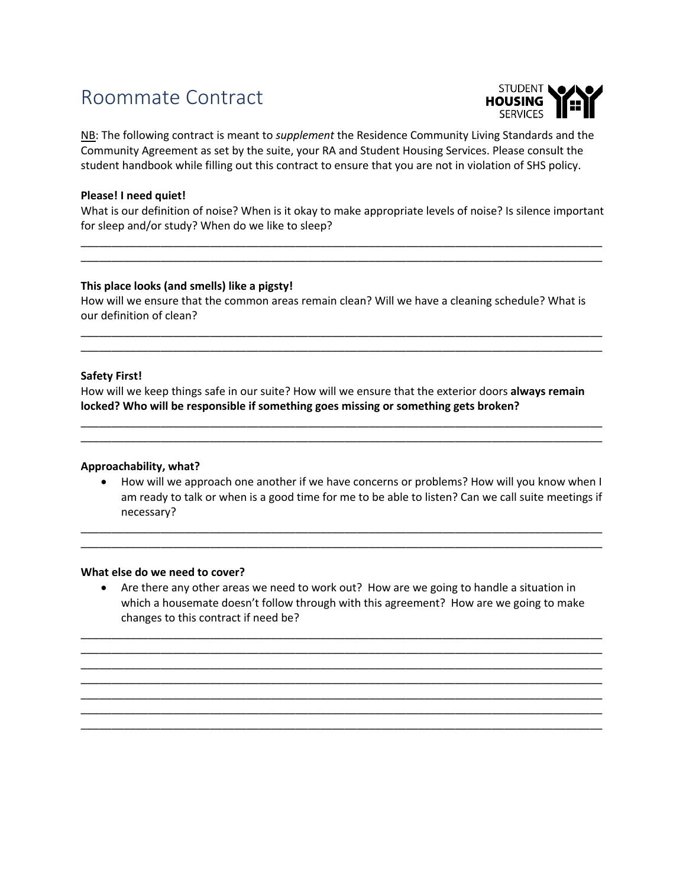# Roommate Contract

STUDENT HOUSING SERVICES

<u>NB</u>: The following contract is meant to *supplement* the Residence Community Living Standards and the Community Agreement as set by the suite, your RA and Student Housing Services. Please consult the student handbook while filling out this contract to ensure that you are not in violation of SHS policy.

**Please! I need quiet!**

What is our definition of noise? When is it okay to make appropriate levels of noise? Is silence important for sleep and/or study? When do we like to sleep?

\_\_\_\_\_\_\_\_\_\_\_\_\_\_\_\_\_\_\_\_\_\_\_\_\_\_\_\_\_\_\_\_\_\_\_\_\_\_\_\_\_\_\_\_\_\_\_\_\_\_\_\_\_\_\_\_\_\_\_\_\_\_\_\_\_\_\_\_\_\_\_\_\_\_\_\_\_\_

\_\_\_\_\_\_\_\_\_\_\_\_\_\_\_\_\_\_\_\_\_\_\_\_\_\_\_\_\_\_\_\_\_\_\_\_\_\_\_\_\_\_\_\_\_\_\_\_\_\_\_\_\_\_\_\_\_\_\_\_\_\_\_\_\_\_\_\_\_\_\_\_\_\_\_\_\_\_

**This place looks (and smells) like a pigsty!**

How will we ensure that the common areas remain clean? Will we have a cleaning schedule? What is our definition of clean?

\_\_\_\_\_\_\_\_\_\_\_\_\_\_\_\_\_\_\_\_\_\_\_\_\_\_\_\_\_\_\_\_\_\_\_\_\_\_\_\_\_\_\_\_\_\_\_\_\_\_\_\_\_\_\_\_\_\_\_\_\_\_\_\_\_\_\_\_\_\_\_\_\_\_\_\_\_\_

\_\_\_\_\_\_\_\_\_\_\_\_\_\_\_\_\_\_\_\_\_\_\_\_\_\_\_\_\_\_\_\_\_\_\_\_\_\_\_\_\_\_\_\_\_\_\_\_\_\_\_\_\_\_\_\_\_\_\_\_\_\_\_\_\_\_\_\_\_\_\_\_\_\_\_\_\_\_

**Safety First!**

How will we keep things safe in our suite? How will we ensure that the exterior doors **always remain locked? Who will be responsible if something goes missing or something gets broken?**

\_\_\_\_\_\_\_\_\_\_\_\_\_\_\_\_\_\_\_\_\_\_\_\_\_\_\_\_\_\_\_\_\_\_\_\_\_\_\_\_\_\_\_\_\_\_\_\_\_\_\_\_\_\_\_\_\_\_\_\_\_\_\_\_\_\_\_\_\_\_\_\_\_\_\_\_\_\_

\_\_\_\_\_\_\_\_\_\_\_\_\_\_\_\_\_\_\_\_\_\_\_\_\_\_\_\_\_\_\_\_\_\_\_\_\_\_\_\_\_\_\_\_\_\_\_\_\_\_\_\_\_\_\_\_\_\_\_\_\_\_\_\_\_\_\_\_\_\_\_\_\_\_\_\_\_\_

**Approachability, what?**

- How will we approach one another if we have concerns or problems? How will you know when I am ready to talk or when is a good time for me to be able to listen? Can we call suite meetings if necessary?

\_\_\_\_\_\_\_\_\_\_\_\_\_\_\_\_\_\_\_\_\_\_\_\_\_\_\_\_\_\_\_\_\_\_\_\_\_\_\_\_\_\_\_\_\_\_\_\_\_\_\_\_\_\_\_\_\_\_\_\_\_\_\_\_\_\_\_\_\_\_\_\_\_\_\_\_\_\_

\_\_\_\_\_\_\_\_\_\_\_\_\_\_\_\_\_\_\_\_\_\_\_\_\_\_\_\_\_\_\_\_\_\_\_\_\_\_\_\_\_\_\_\_\_\_\_\_\_\_\_\_\_\_\_\_\_\_\_\_\_\_\_\_\_\_\_\_\_\_\_\_\_\_\_\_\_\_

**What else do we need to cover?**

- Are there any other areas we need to work out? How are we going to handle a situation in which a housemate doesn't follow through with this agreement? How are we going to make changes to this contract if need be?

\_\_\_\_\_\_\_\_\_\_\_\_\_\_\_\_\_\_\_\_\_\_\_\_\_\_\_\_\_\_\_\_\_\_\_\_\_\_\_\_\_\_\_\_\_\_\_\_\_\_\_\_\_\_\_\_\_\_\_\_\_\_\_\_\_\_\_\_\_\_\_\_\_\_\_\_\_\_

\_\_\_\_\_\_\_\_\_\_\_\_\_\_\_\_\_\_\_\_\_\_\_\_\_\_\_\_\_\_\_\_\_\_\_\_\_\_\_\_\_\_\_\_\_\_\_\_\_\_\_\_\_\_\_\_\_\_\_\_\_\_\_\_\_\_\_\_\_\_\_\_\_\_\_\_\_\_

\_\_\_\_\_\_\_\_\_\_\_\_\_\_\_\_\_\_\_\_\_\_\_\_\_\_\_\_\_\_\_\_\_\_\_\_\_\_\_\_\_\_\_\_\_\_\_\_\_\_\_\_\_\_\_\_\_\_\_\_\_\_\_\_\_\_\_\_\_\_\_\_\_\_\_\_\_\_

\_\_\_\_\_\_\_\_\_\_\_\_\_\_\_\_\_\_\_\_\_\_\_\_\_\_\_\_\_\_\_\_\_\_\_\_\_\_\_\_\_\_\_\_\_\_\_\_\_\_\_\_\_\_\_\_\_\_\_\_\_\_\_\_\_\_\_\_\_\_\_\_\_\_\_\_\_\_

\_\_\_\_\_\_\_\_\_\_\_\_\_\_\_\_\_\_\_\_\_\_\_\_\_\_\_\_\_\_\_\_\_\_\_\_\_\_\_\_\_\_\_\_\_\_\_\_\_\_\_\_\_\_\_\_\_\_\_\_\_\_\_\_\_\_\_\_\_\_\_\_\_\_\_\_\_\_

\_\_\_\_\_\_\_\_\_\_\_\_\_\_\_\_\_\_\_\_\_\_\_\_\_\_\_\_\_\_\_\_\_\_\_\_\_\_\_\_\_\_\_\_\_\_\_\_\_\_\_\_\_\_\_\_\_\_\_\_\_\_\_\_\_\_\_\_\_\_\_\_\_\_\_\_\_\_

\_\_\_\_\_\_\_\_\_\_\_\_\_\_\_\_\_\_\_\_\_\_\_\_\_\_\_\_\_\_\_\_\_\_\_\_\_\_\_\_\_\_\_\_\_\_\_\_\_\_\_\_\_\_\_\_\_\_\_\_\_\_\_\_\_\_\_\_\_\_\_\_\_\_\_\_\_\_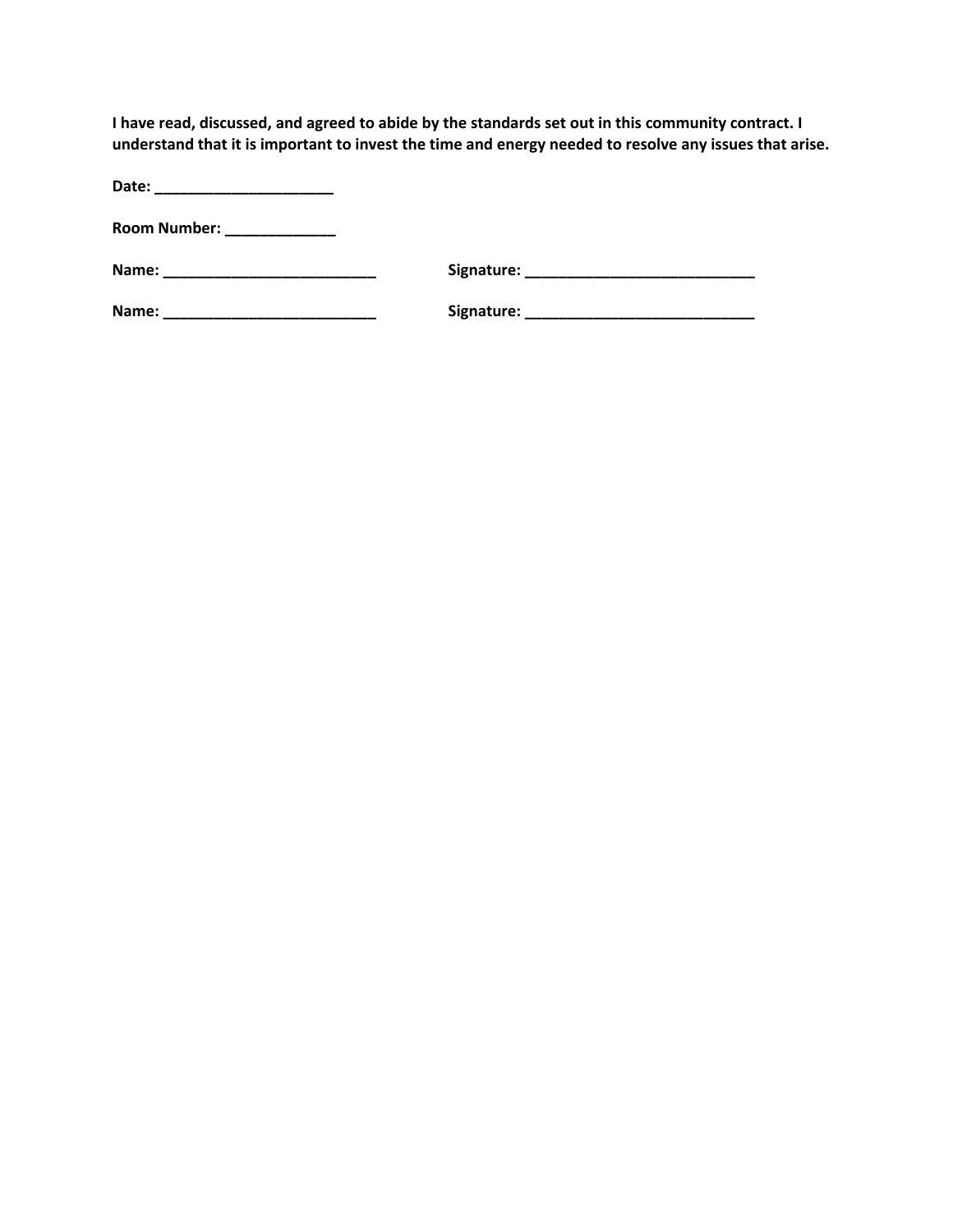**I have read, discussed, and agreed to abide by the standards set out in this community contract. I understand that it is important to invest the time and energy needed to resolve any issues that arise.**

**Date: ____________________**

**Room Number: ____________**

**Name: ________________________** **Signature: __________________________**

**Name: ________________________** **Signature: __________________________**